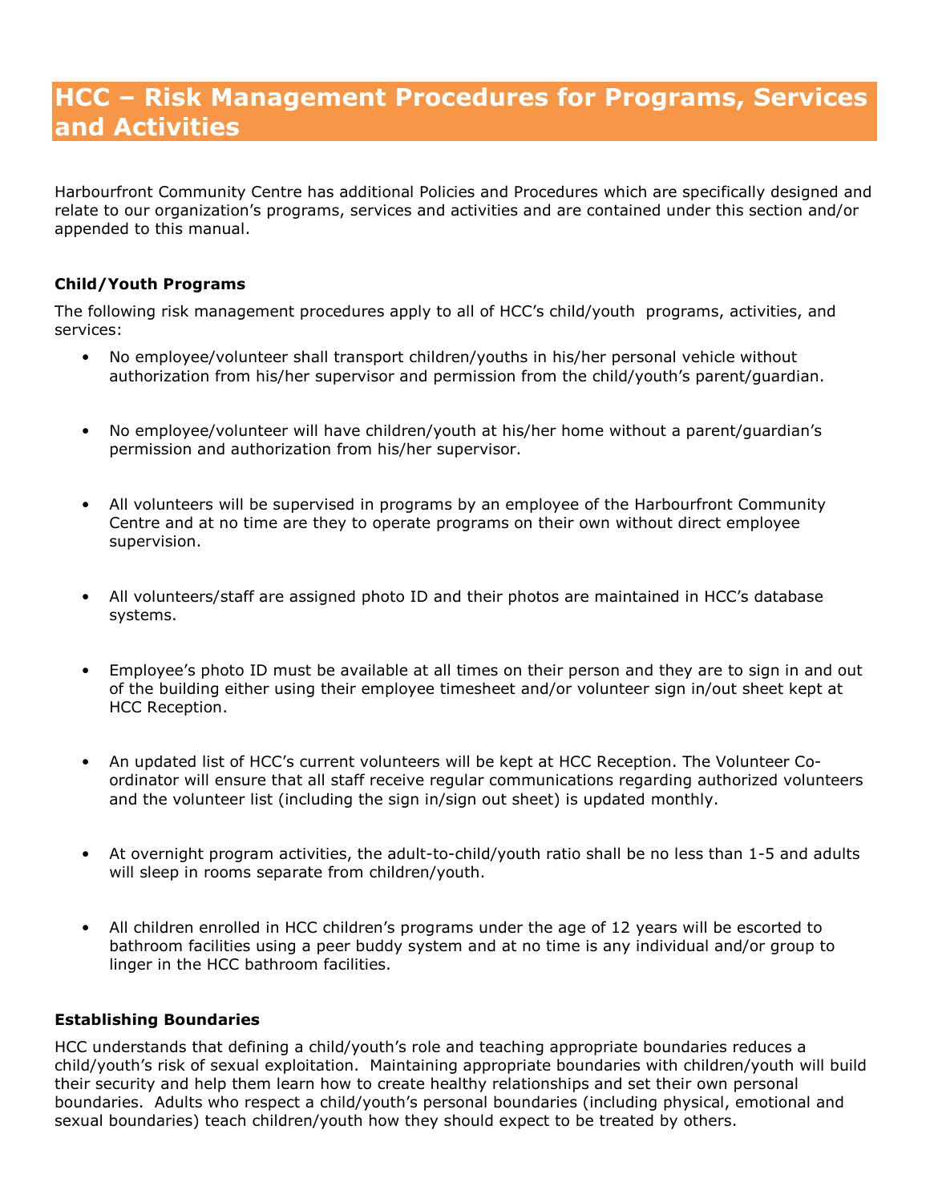# HCC – Risk Management Procedures for Programs, Services and Activities

Harbourfront Community Centre has additional Policies and Procedures which are specifically designed and relate to our organization's programs, services and activities and are contained under this section and/or appended to this manual.

### Child/Youth Programs

The following risk management procedures apply to all of HCC's child/youth programs, activities, and services:

- No employee/volunteer shall transport children/youths in his/her personal vehicle without authorization from his/her supervisor and permission from the child/youth's parent/guardian.
- No employee/volunteer will have children/youth at his/her home without a parent/guardian's permission and authorization from his/her supervisor.
- All volunteers will be supervised in programs by an employee of the Harbourfront Community Centre and at no time are they to operate programs on their own without direct employee supervision.
- All volunteers/staff are assigned photo ID and their photos are maintained in HCC's database systems.
- Employee's photo ID must be available at all times on their person and they are to sign in and out of the building either using their employee timesheet and/or volunteer sign in/out sheet kept at HCC Reception.
- An updated list of HCC's current volunteers will be kept at HCC Reception. The Volunteer Co-ordinator will ensure that all staff receive regular communications regarding authorized volunteers and the volunteer list (including the sign in/sign out sheet) is updated monthly.
- At overnight program activities, the adult-to-child/youth ratio shall be no less than 1-5 and adults will sleep in rooms separate from children/youth.
- All children enrolled in HCC children's programs under the age of 12 years will be escorted to bathroom facilities using a peer buddy system and at no time is any individual and/or group to linger in the HCC bathroom facilities.

### Establishing Boundaries

HCC understands that defining a child/youth's role and teaching appropriate boundaries reduces a child/youth's risk of sexual exploitation. Maintaining appropriate boundaries with children/youth will build their security and help them learn how to create healthy relationships and set their own personal boundaries. Adults who respect a child/youth's personal boundaries (including physical, emotional and sexual boundaries) teach children/youth how they should expect to be treated by others.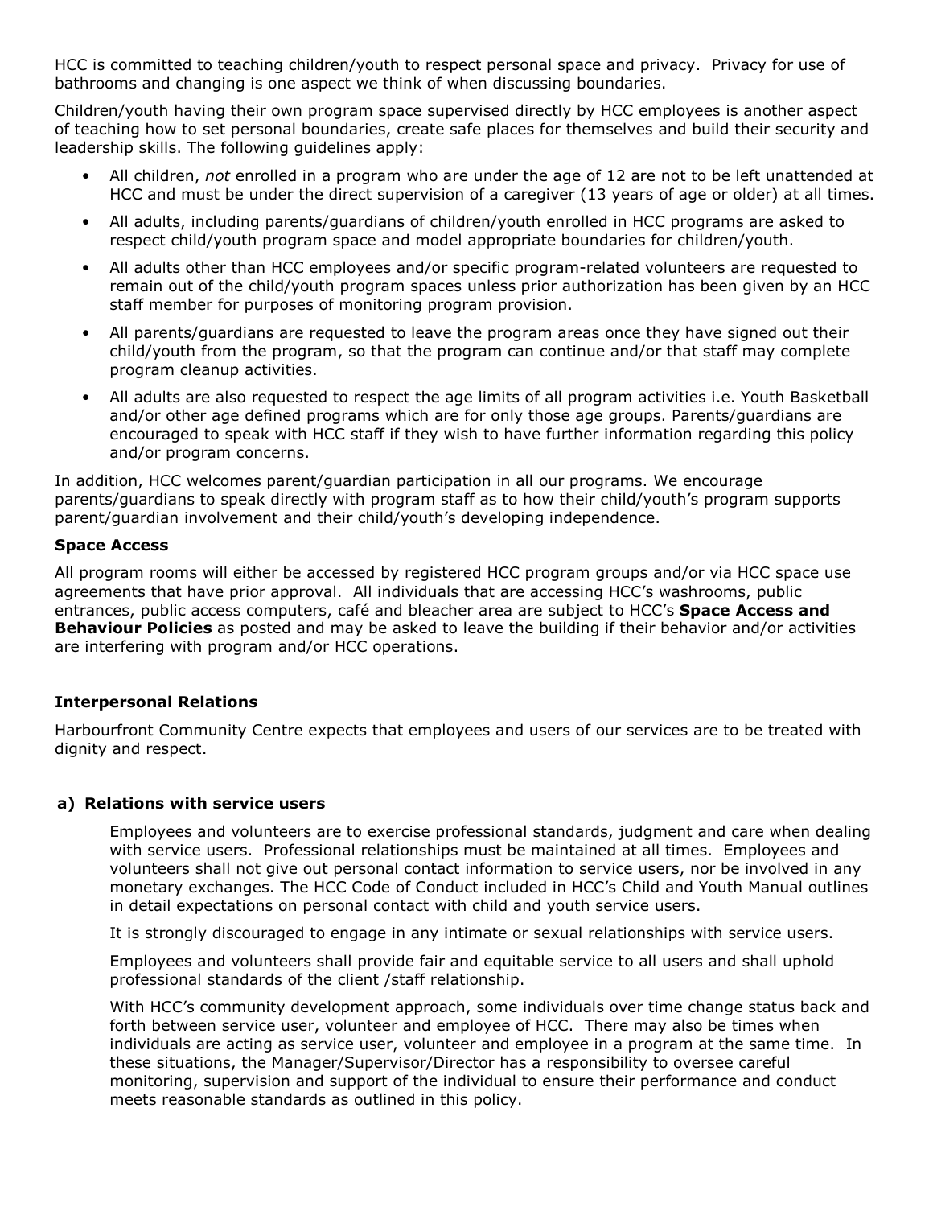HCC is committed to teaching children/youth to respect personal space and privacy. Privacy for use of bathrooms and changing is one aspect we think of when discussing boundaries.

Children/youth having their own program space supervised directly by HCC employees is another aspect of teaching how to set personal boundaries, create safe places for themselves and build their security and leadership skills. The following guidelines apply:

- All children, *not* enrolled in a program who are under the age of 12 are not to be left unattended at HCC and must be under the direct supervision of a caregiver (13 years of age or older) at all times.
- All adults, including parents/guardians of children/youth enrolled in HCC programs are asked to respect child/youth program space and model appropriate boundaries for children/youth.
- All adults other than HCC employees and/or specific program-related volunteers are requested to remain out of the child/youth program spaces unless prior authorization has been given by an HCC staff member for purposes of monitoring program provision.
- All parents/guardians are requested to leave the program areas once they have signed out their child/youth from the program, so that the program can continue and/or that staff may complete program cleanup activities.
- All adults are also requested to respect the age limits of all program activities i.e. Youth Basketball and/or other age defined programs which are for only those age groups. Parents/guardians are encouraged to speak with HCC staff if they wish to have further information regarding this policy and/or program concerns.

In addition, HCC welcomes parent/guardian participation in all our programs. We encourage parents/guardians to speak directly with program staff as to how their child/youth's program supports parent/guardian involvement and their child/youth's developing independence.

**Space Access**

All program rooms will either be accessed by registered HCC program groups and/or via HCC space use agreements that have prior approval. All individuals that are accessing HCC's washrooms, public entrances, public access computers, café and bleacher area are subject to HCC's **Space Access and Behaviour Policies** as posted and may be asked to leave the building if their behavior and/or activities are interfering with program and/or HCC operations.

**Interpersonal Relations**

Harbourfront Community Centre expects that employees and users of our services are to be treated with dignity and respect.

**a) Relations with service users**

Employees and volunteers are to exercise professional standards, judgment and care when dealing with service users. Professional relationships must be maintained at all times. Employees and volunteers shall not give out personal contact information to service users, nor be involved in any monetary exchanges. The HCC Code of Conduct included in HCC's Child and Youth Manual outlines in detail expectations on personal contact with child and youth service users.

It is strongly discouraged to engage in any intimate or sexual relationships with service users.

Employees and volunteers shall provide fair and equitable service to all users and shall uphold professional standards of the client /staff relationship.

With HCC's community development approach, some individuals over time change status back and forth between service user, volunteer and employee of HCC. There may also be times when individuals are acting as service user, volunteer and employee in a program at the same time. In these situations, the Manager/Supervisor/Director has a responsibility to oversee careful monitoring, supervision and support of the individual to ensure their performance and conduct meets reasonable standards as outlined in this policy.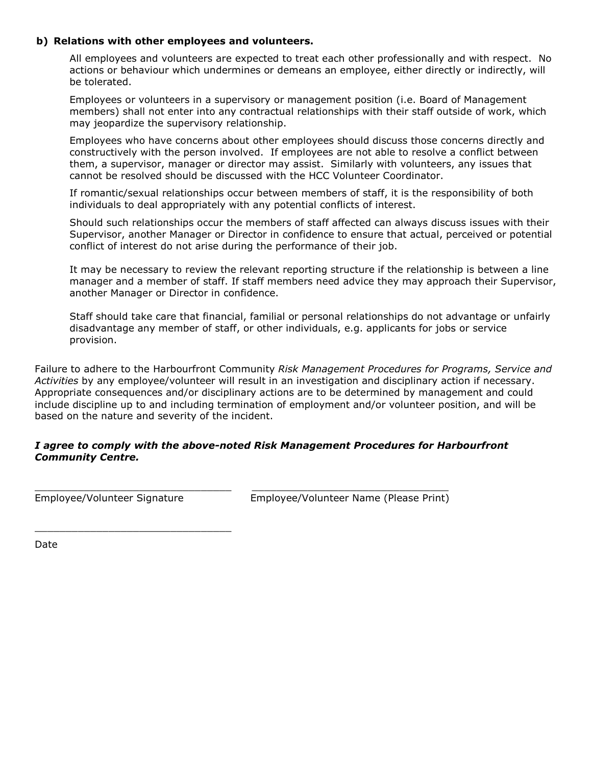**b) Relations with other employees and volunteers.**

All employees and volunteers are expected to treat each other professionally and with respect. No actions or behaviour which undermines or demeans an employee, either directly or indirectly, will be tolerated.

Employees or volunteers in a supervisory or management position (i.e. Board of Management members) shall not enter into any contractual relationships with their staff outside of work, which may jeopardize the supervisory relationship.

Employees who have concerns about other employees should discuss those concerns directly and constructively with the person involved. If employees are not able to resolve a conflict between them, a supervisor, manager or director may assist. Similarly with volunteers, any issues that cannot be resolved should be discussed with the HCC Volunteer Coordinator.

If romantic/sexual relationships occur between members of staff, it is the responsibility of both individuals to deal appropriately with any potential conflicts of interest.

Should such relationships occur the members of staff affected can always discuss issues with their Supervisor, another Manager or Director in confidence to ensure that actual, perceived or potential conflict of interest do not arise during the performance of their job.

It may be necessary to review the relevant reporting structure if the relationship is between a line manager and a member of staff. If staff members need advice they may approach their Supervisor, another Manager or Director in confidence.

Staff should take care that financial, familial or personal relationships do not advantage or unfairly disadvantage any member of staff, or other individuals, e.g. applicants for jobs or service provision.

Failure to adhere to the Harbourfront Community *Risk Management Procedures for Programs, Service and Activities* by any employee/volunteer will result in an investigation and disciplinary action if necessary. Appropriate consequences and/or disciplinary actions are to be determined by management and could include discipline up to and including termination of employment and/or volunteer position, and will be based on the nature and severity of the incident.

***I agree to comply with the above-noted Risk Management Procedures for Harbourfront Community Centre.***

\_\_\_\_\_\_\_\_\_\_\_\_\_\_\_\_\_\_\_\_\_\_\_\_\_\_\_\_\_\_\_\_ \_\_\_\_\_\_\_\_\_\_\_\_\_\_\_\_\_\_\_\_\_\_\_\_\_\_\_\_\_\_\_\_

Employee/Volunteer Signature Employee/Volunteer Name (Please Print)

\_\_\_\_\_\_\_\_\_\_\_\_\_\_\_\_\_\_\_\_\_\_\_\_\_\_\_\_\_\_\_\_

Date